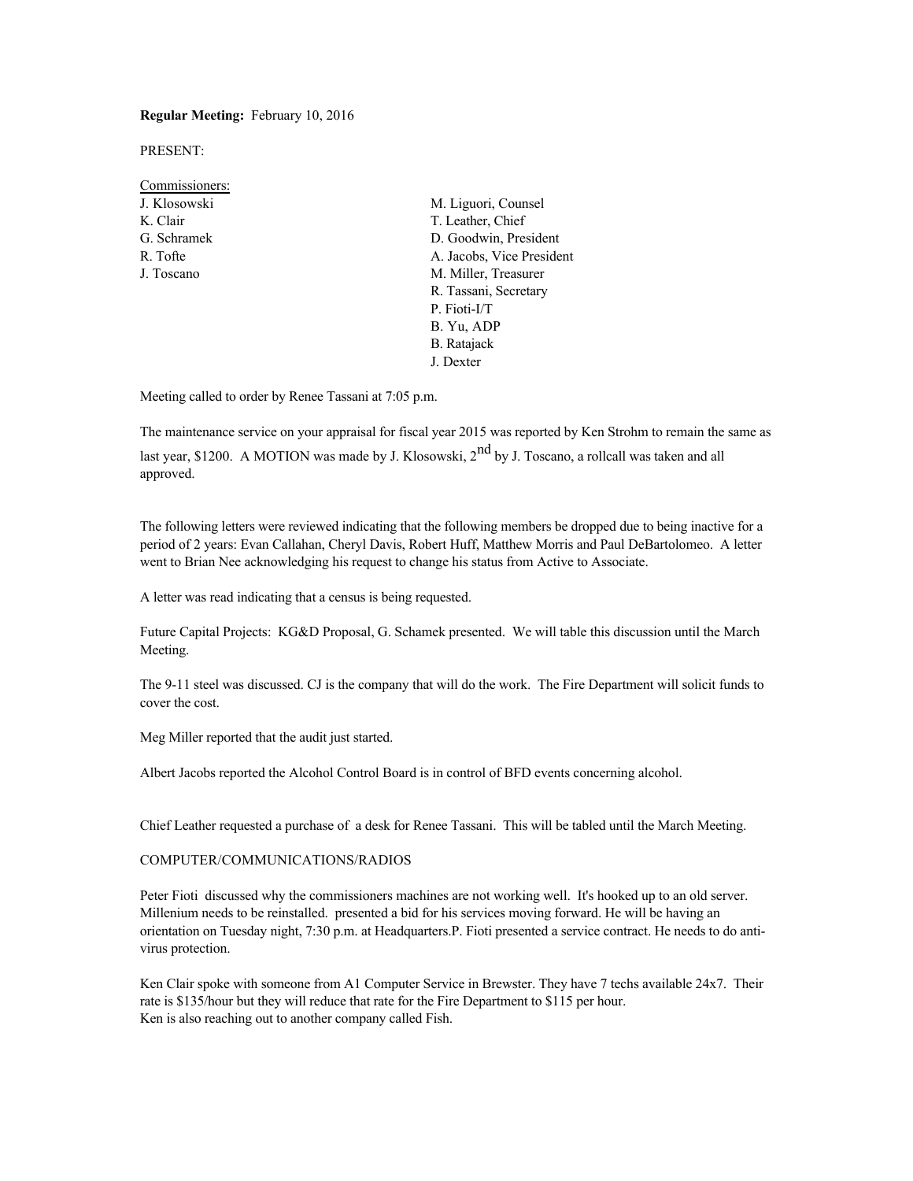**Regular Meeting:** February 10, 2016

PRESENT:

Commissioners:

| | |
|---|---|
| J. Klosowski | M. Liguori, Counsel |
| K. Clair | T. Leather, Chief |
| G. Schramek | D. Goodwin, President |
| R. Tofte | A. Jacobs, Vice President |
| J. Toscano | M. Miller, Treasurer |
| | R. Tassani, Secretary |
| | P. Fioti-I/T |
| | B. Yu, ADP |
| | B. Ratajack |
| | J. Dexter |

Meeting called to order by Renee Tassani at 7:05 p.m.

The maintenance service on your appraisal for fiscal year 2015 was reported by Ken Strohm to remain the same as last year, $1200. A MOTION was made by J. Klosowski, 2nd by J. Toscano, a rollcall was taken and all approved.

The following letters were reviewed indicating that the following members be dropped due to being inactive for a period of 2 years: Evan Callahan, Cheryl Davis, Robert Huff, Matthew Morris and Paul DeBartolomeo. A letter went to Brian Nee acknowledging his request to change his status from Active to Associate.

A letter was read indicating that a census is being requested.

Future Capital Projects: KG&D Proposal, G. Schamek presented. We will table this discussion until the March Meeting.

The 9-11 steel was discussed. CJ is the company that will do the work. The Fire Department will solicit funds to cover the cost.

Meg Miller reported that the audit just started.

Albert Jacobs reported the Alcohol Control Board is in control of BFD events concerning alcohol.

Chief Leather requested a purchase of a desk for Renee Tassani. This will be tabled until the March Meeting.

COMPUTER/COMMUNICATIONS/RADIOS

Peter Fioti discussed why the commissioners machines are not working well. It's hooked up to an old server. Millenium needs to be reinstalled. presented a bid for his services moving forward. He will be having an orientation on Tuesday night, 7:30 p.m. at Headquarters.P. Fioti presented a service contract. He needs to do anti-virus protection.

Ken Clair spoke with someone from A1 Computer Service in Brewster. They have 7 techs available 24x7. Their rate is $135/hour but they will reduce that rate for the Fire Department to $115 per hour.
Ken is also reaching out to another company called Fish.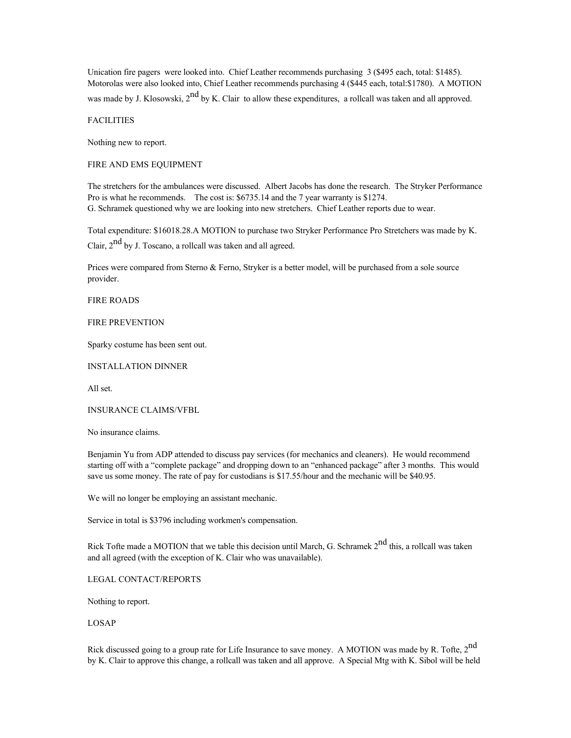Unication fire pagers were looked into. Chief Leather recommends purchasing 3 ($495 each, total: $1485). Motorolas were also looked into, Chief Leather recommends purchasing 4 ($445 each, total:$1780). A MOTION was made by J. Klosowski, 2nd by K. Clair to allow these expenditures, a rollcall was taken and all approved.

## FACILITIES

Nothing new to report.

## FIRE AND EMS EQUIPMENT

The stretchers for the ambulances were discussed. Albert Jacobs has done the research. The Stryker Performance Pro is what he recommends. The cost is: $6735.14 and the 7 year warranty is $1274.
G. Schramek questioned why we are looking into new stretchers. Chief Leather reports due to wear.

Total expenditure: $16018.28.A MOTION to purchase two Stryker Performance Pro Stretchers was made by K. Clair, 2nd by J. Toscano, a rollcall was taken and all agreed.

Prices were compared from Sterno & Ferno, Stryker is a better model, will be purchased from a sole source provider.

## FIRE ROADS

## FIRE PREVENTION

Sparky costume has been sent out.

## INSTALLATION DINNER

All set.

## INSURANCE CLAIMS/VFBL

No insurance claims.

Benjamin Yu from ADP attended to discuss pay services (for mechanics and cleaners). He would recommend starting off with a "complete package" and dropping down to an "enhanced package" after 3 months. This would save us some money. The rate of pay for custodians is $17.55/hour and the mechanic will be $40.95.

We will no longer be employing an assistant mechanic.

Service in total is $3796 including workmen's compensation.

Rick Tofte made a MOTION that we table this decision until March, G. Schramek 2nd this, a rollcall was taken and all agreed (with the exception of K. Clair who was unavailable).

## LEGAL CONTACT/REPORTS

Nothing to report.

## LOSAP

Rick discussed going to a group rate for Life Insurance to save money. A MOTION was made by R. Tofte, 2nd by K. Clair to approve this change, a rollcall was taken and all approve. A Special Mtg with K. Sibol will be held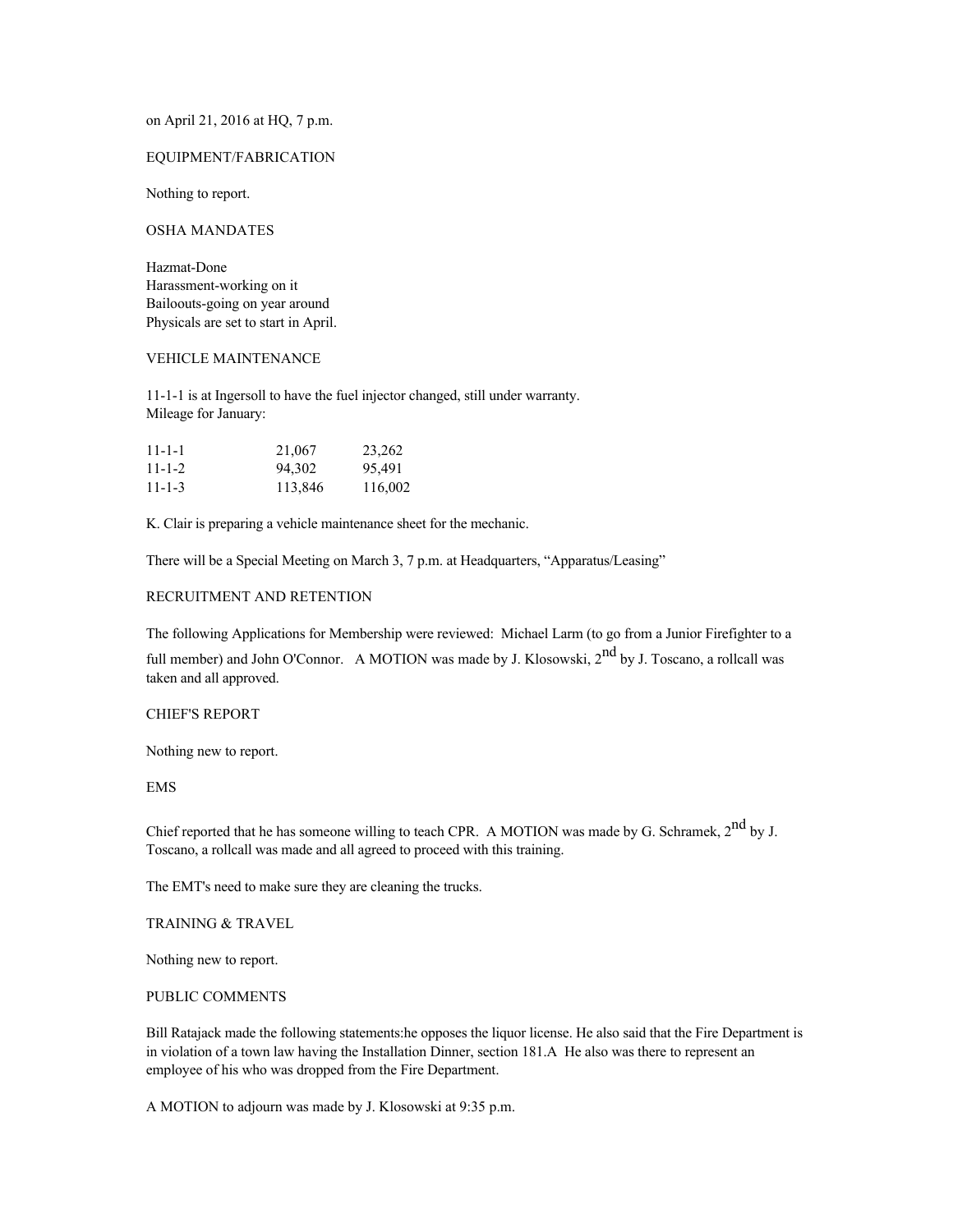on April 21, 2016 at HQ, 7 p.m.

## EQUIPMENT/FABRICATION

Nothing to report.

## OSHA MANDATES

Hazmat-Done
Harassment-working on it
Bailoouts-going on year around
Physicals are set to start in April.

## VEHICLE MAINTENANCE

11-1-1 is at Ingersoll to have the fuel injector changed, still under warranty.
Mileage for January:

| | | |
|---|---|---|
| 11-1-1 | 21,067 | 23,262 |
| 11-1-2 | 94,302 | 95,491 |
| 11-1-3 | 113,846 | 116,002 |

K. Clair is preparing a vehicle maintenance sheet for the mechanic.

There will be a Special Meeting on March 3, 7 p.m. at Headquarters, "Apparatus/Leasing"

## RECRUITMENT AND RETENTION

The following Applications for Membership were reviewed: Michael Larm (to go from a Junior Firefighter to a full member) and John O'Connor. A MOTION was made by J. Klosowski, 2nd by J. Toscano, a rollcall was taken and all approved.

## CHIEF'S REPORT

Nothing new to report.

## EMS

Chief reported that he has someone willing to teach CPR. A MOTION was made by G. Schramek, 2nd by J. Toscano, a rollcall was made and all agreed to proceed with this training.

The EMT's need to make sure they are cleaning the trucks.

## TRAINING & TRAVEL

Nothing new to report.

## PUBLIC COMMENTS

Bill Ratajack made the following statements:he opposes the liquor license. He also said that the Fire Department is in violation of a town law having the Installation Dinner, section 181.A He also was there to represent an employee of his who was dropped from the Fire Department.

A MOTION to adjourn was made by J. Klosowski at 9:35 p.m.